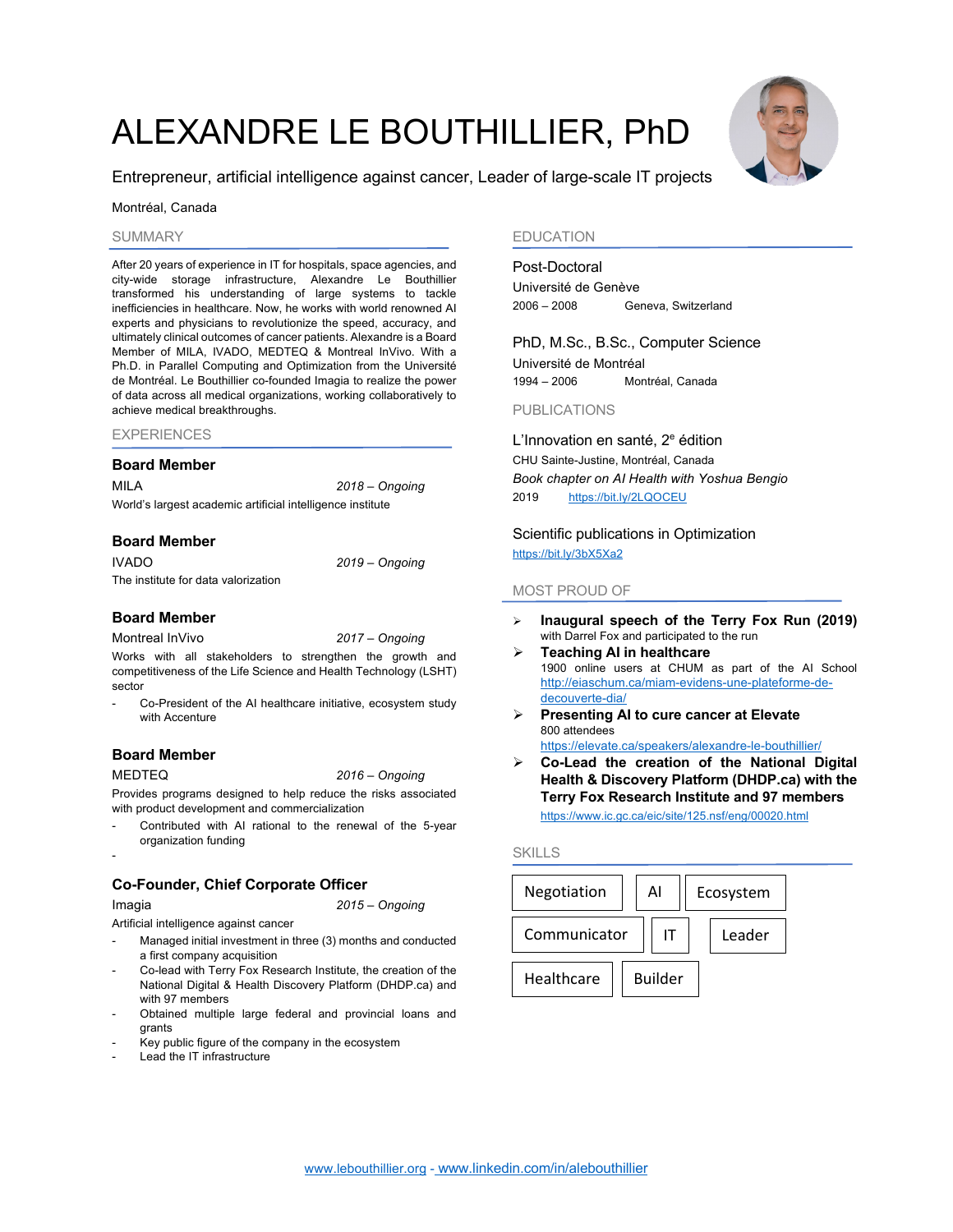# ALEXANDRE LE BOUTHILLIER, PhD

Entrepreneur, artificial intelligence against cancer, Leader of large-scale IT projects

Montréal, Canada

## SUMMARY

After 20 years of experience in IT for hospitals, space agencies, and city-wide storage infrastructure, Alexandre Le Bouthillier transformed his understanding of large systems to tackle inefficiencies in healthcare. Now, he works with world renowned AI experts and physicians to revolutionize the speed, accuracy, and ultimately clinical outcomes of cancer patients. Alexandre is a Board Member of MILA, IVADO, MEDTEQ & Montreal InVivo. With a Ph.D. in Parallel Computing and Optimization from the Université de Montréal. Le Bouthillier co-founded Imagia to realize the power of data across all medical organizations, working collaboratively to achieve medical breakthroughs.

## EXPERIENCES

### Board Member

MILA *2018 – Ongoing*

World's largest academic artificial intelligence institute

### Board Member

IVADO *2019 – Ongoing*

The institute for data valorization

### Board Member

Montreal InVivo *2017 – Ongoing*

Works with all stakeholders to strengthen the growth and competitiveness of the Life Science and Health Technology (LSHT) sector

- Co-President of the AI healthcare initiative, ecosystem study with Accenture

### Board Member

MEDTEQ *2016 – Ongoing*

Provides programs designed to help reduce the risks associated with product development and commercialization

- Contributed with AI rational to the renewal of the 5-year organization funding
-

### Co-Founder, Chief Corporate Officer

Imagia *2015 – Ongoing*

Artificial intelligence against cancer

- Managed initial investment in three (3) months and conducted a first company acquisition
- Co-lead with Terry Fox Research Institute, the creation of the National Digital & Health Discovery Platform (DHDP.ca) and with 97 members
- Obtained multiple large federal and provincial loans and grants
- Key public figure of the company in the ecosystem
- Lead the IT infrastructure

## EDUCATION

Post-Doctoral

Université de Genève

2006 – 2008 Geneva, Switzerland

PhD, M.Sc., B.Sc., Computer Science

Université de Montréal

1994 – 2006 Montréal, Canada

## PUBLICATIONS

L'Innovation en santé, 2e édition

CHU Sainte-Justine, Montréal, Canada

*Book chapter on AI Health with Yoshua Bengio*

2019 https://bit.ly/2LQOCEU

Scientific publications in Optimization

https://bit.ly/3bX5Xa2

## MOST PROUD OF

- **Inaugural speech of the Terry Fox Run (2019)**
  with Darrel Fox and participated to the run
- **Teaching AI in healthcare**
  1900 online users at CHUM as part of the AI School
  http://eiaschum.ca/miam-evidens-une-plateforme-de-decouverte-dia/
- **Presenting AI to cure cancer at Elevate**
  800 attendees
  https://elevate.ca/speakers/alexandre-le-bouthillier/
- **Co-Lead the creation of the National Digital Health & Discovery Platform (DHDP.ca) with the Terry Fox Research Institute and 97 members**
  https://www.ic.gc.ca/eic/site/125.nsf/eng/00020.html

## SKILLS

Negotiation | AI | Ecosystem | Communicator | IT | Leader | Healthcare | Builder

www.lebouthillier.org - www.linkedin.com/in/alebouthillier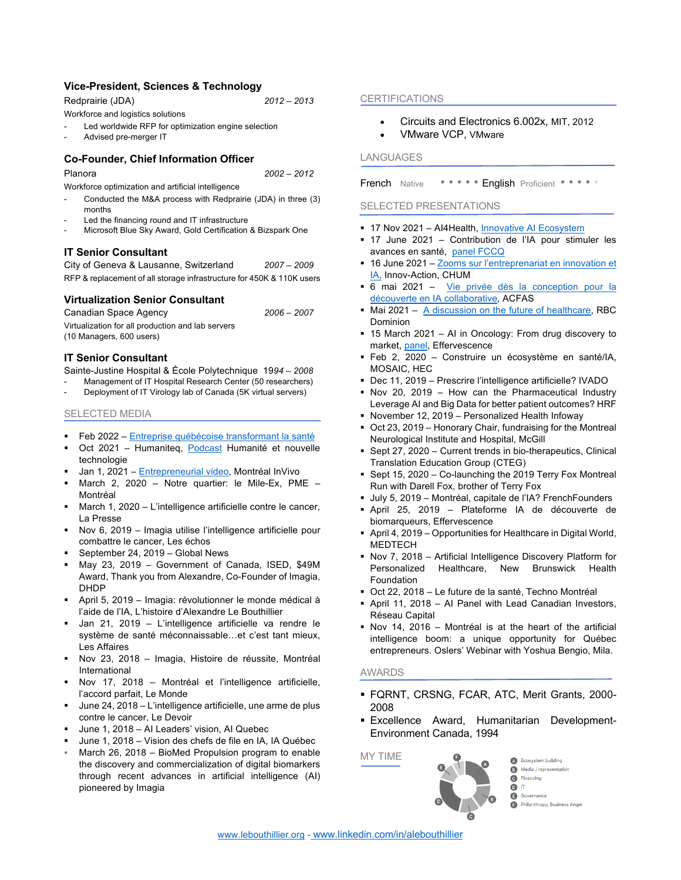### Vice-President, Sciences & Technology

Redprairie (JDA) *2012 – 2013*

Workforce and logistics solutions

- Led worldwide RFP for optimization engine selection
- Advised pre-merger IT

### Co-Founder, Chief Information Officer

Planora *2002 – 2012*

Workforce optimization and artificial intelligence

- Conducted the M&A process with Redprairie (JDA) in three (3) months
- Led the financing round and IT infrastructure
- Microsoft Blue Sky Award, Gold Certification & Bizspark One

### IT Senior Consultant

City of Geneva & Lausanne, Switzerland *2007 – 2009*

RFP & replacement of all storage infrastructure for 450K & 110K users

### Virtualization Senior Consultant

Canadian Space Agency *2006 – 2007*

Virtualization for all production and lab servers (10 Managers, 600 users)

### IT Senior Consultant

Sainte-Justine Hospital & École Polytechnique *1994 – 2008*

- Management of IT Hospital Research Center (50 researchers)
- Deployment of IT Virology lab of Canada (5K virtual servers)

## SELECTED MEDIA

- Feb 2022 – Entreprise québécoise transformant la santé
- Oct 2021 – Humaniteq, Podcast Humanité et nouvelle technologie
- Jan 1, 2021 – Entrepreneurial video, Montréal InVivo
- March 2, 2020 – Notre quartier: le Mile-Ex, PME – Montréal
- March 1, 2020 – L'intelligence artificielle contre le cancer, La Presse
- Nov 6, 2019 – Imagia utilise l'intelligence artificielle pour combattre le cancer, Les échos
- September 24, 2019 – Global News
- May 23, 2019 – Government of Canada, ISED, $49M Award, Thank you from Alexandre, Co-Founder of Imagia, DHDP
- April 5, 2019 – Imagia: révolutionner le monde médical à l'aide de l'IA, L'histoire d'Alexandre Le Bouthillier
- Jan 21, 2019 – L'intelligence artificielle va rendre le système de santé méconnaissable…et c'est tant mieux, Les Affaires
- Nov 23, 2018 – Imagia, Histoire de réussite, Montréal International
- Nov 17, 2018 – Montréal et l'intelligence artificielle, l'accord parfait, Le Monde
- June 24, 2018 – L'intelligence artificielle, une arme de plus contre le cancer, Le Devoir
- June 1, 2018 – AI Leaders' vision, AI Quebec
- June 1, 2018 – Vision des chefs de file en IA, IA Québec
- March 26, 2018 – BioMed Propulsion program to enable the discovery and commercialization of digital biomarkers through recent advances in artificial intelligence (AI) pioneered by Imagia

## CERTIFICATIONS

- Circuits and Electronics 6.002x, MIT, 2012
- VMware VCP, VMware

## LANGUAGES

French Native • • • • • English Proficient • • • •

## SELECTED PRESENTATIONS

- 17 Nov 2021 – AI4Health, Innovative AI Ecosystem
- 17 June 2021 – Contribution de l'IA pour stimuler les avances en santé, panel FCCQ
- 16 June 2021 – Zooms sur l'entreprenariat en innovation et IA, Innov-Action, CHUM
- 6 mai 2021 – Vie privée dès la conception pour la découverte en IA collaborative, ACFAS
- Mai 2021 – A discussion on the future of healthcare, RBC Dominion
- 15 March 2021 – AI in Oncology: From drug discovery to market, panel, Effervescence
- Feb 2, 2020 – Construire un écosystème en santé/IA, MOSAIC, HEC
- Dec 11, 2019 – Prescrire l'intelligence artificielle? IVADO
- Nov 20, 2019 – How can the Pharmaceutical Industry Leverage AI and Big Data for better patient outcomes? HRF
- November 12, 2019 – Personalized Health Infoway
- Oct 23, 2019 – Honorary Chair, fundraising for the Montreal Neurological Institute and Hospital, McGill
- Sept 27, 2020 – Current trends in bio-therapeutics, Clinical Translation Education Group (CTEG)
- Sept 15, 2020 – Co-launching the 2019 Terry Fox Montreal Run with Darell Fox, brother of Terry Fox
- July 5, 2019 – Montréal, capitale de l'IA? FrenchFounders
- April 25, 2019 – Plateforme IA de découverte de biomarqueurs, Effervescence
- April 4, 2019 – Opportunities for Healthcare in Digital World, MEDTECH
- Nov 7, 2018 – Artificial Intelligence Discovery Platform for Personalized Healthcare, New Brunswick Health Foundation
- Oct 22, 2018 – Le future de la santé, Techno Montréal
- April 11, 2018 – AI Panel with Lead Canadian Investors, Réseau Capital
- Nov 14, 2016 – Montréal is at the heart of the artificial intelligence boom: a unique opportunity for Québec entrepreneurs. Oslers' Webinar with Yoshua Bengio, Mila.

## AWARDS

- FQRNT, CRSNG, FCAR, ATC, Merit Grants, 2000-2008
- Excellence Award, Humanitarian Development-Environment Canada, 1994

## MY TIME

A Ecosystem building
B Media / representation
C Financing
D IT
E Governance
F Philanthropy, Business Angel

www.lebouthillier.org - www.linkedin.com/in/alebouthillier